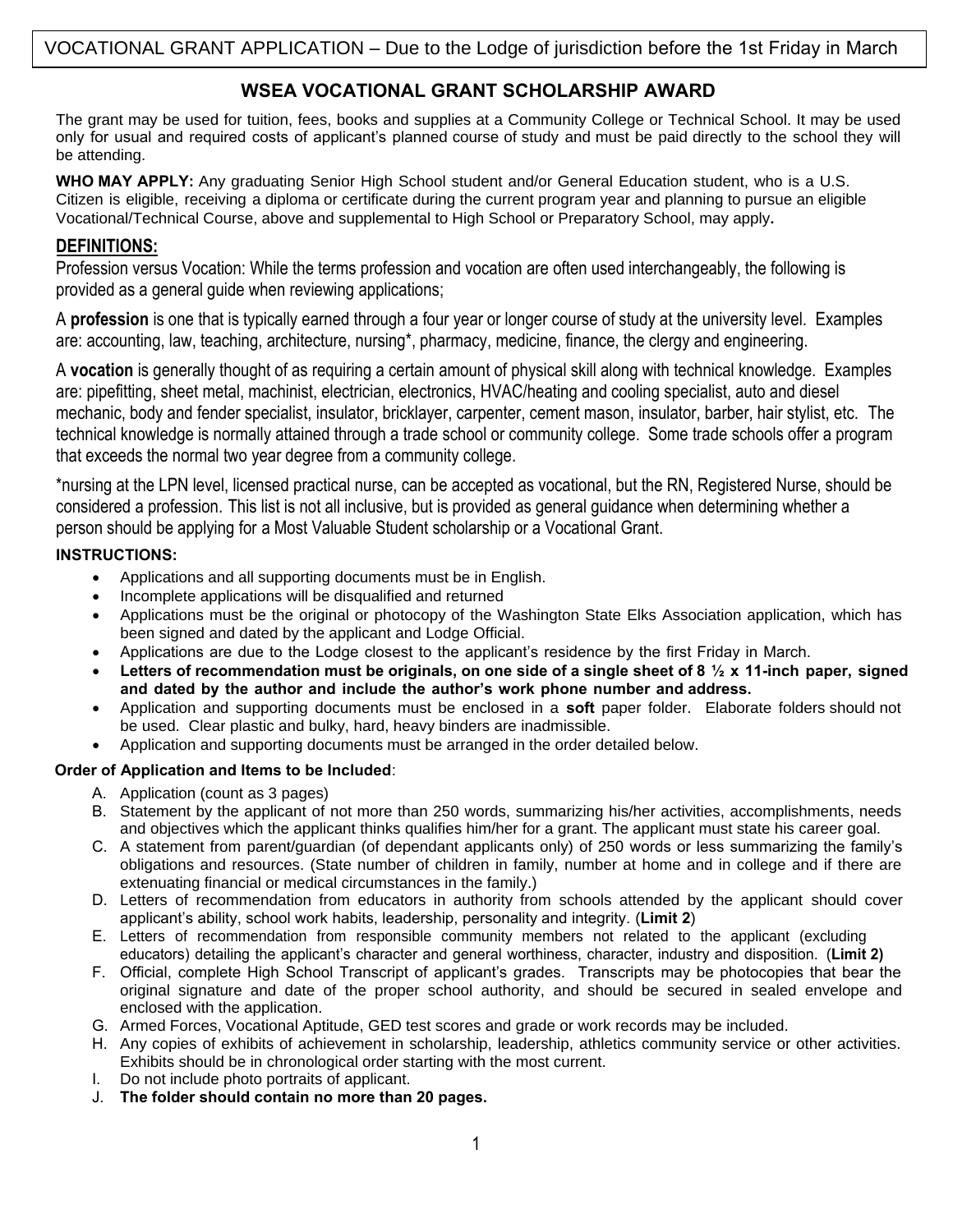VOCATIONAL GRANT APPLICATION – Due to the Lodge of jurisdiction before the 1st Friday in March

# WSEA VOCATIONAL GRANT SCHOLARSHIP AWARD

The grant may be used for tuition, fees, books and supplies at a Community College or Technical School. It may be used only for usual and required costs of applicant's planned course of study and must be paid directly to the school they will be attending.

**WHO MAY APPLY:** Any graduating Senior High School student and/or General Education student, who is a U.S. Citizen is eligible, receiving a diploma or certificate during the current program year and planning to pursue an eligible Vocational/Technical Course, above and supplemental to High School or Preparatory School, may apply**.**

## DEFINITIONS:

Profession versus Vocation: While the terms profession and vocation are often used interchangeably, the following is provided as a general guide when reviewing applications;

A **profession** is one that is typically earned through a four year or longer course of study at the university level. Examples are: accounting, law, teaching, architecture, nursing*, pharmacy, medicine, finance, the clergy and engineering.

A **vocation** is generally thought of as requiring a certain amount of physical skill along with technical knowledge. Examples are: pipefitting, sheet metal, machinist, electrician, electronics, HVAC/heating and cooling specialist, auto and diesel mechanic, body and fender specialist, insulator, bricklayer, carpenter, cement mason, insulator, barber, hair stylist, etc. The technical knowledge is normally attained through a trade school or community college. Some trade schools offer a program that exceeds the normal two year degree from a community college.

*nursing at the LPN level, licensed practical nurse, can be accepted as vocational, but the RN, Registered Nurse, should be considered a profession. This list is not all inclusive, but is provided as general guidance when determining whether a person should be applying for a Most Valuable Student scholarship or a Vocational Grant.

### INSTRUCTIONS:

- Applications and all supporting documents must be in English.
- Incomplete applications will be disqualified and returned
- Applications must be the original or photocopy of the Washington State Elks Association application, which has been signed and dated by the applicant and Lodge Official.
- Applications are due to the Lodge closest to the applicant's residence by the first Friday in March.
- **Letters of recommendation must be originals, on one side of a single sheet of 8 ½ x 11-inch paper, signed and dated by the author and include the author's work phone number and address.**
- Application and supporting documents must be enclosed in a **soft** paper folder. Elaborate folders should not be used. Clear plastic and bulky, hard, heavy binders are inadmissible.
- Application and supporting documents must be arranged in the order detailed below.

**Order of Application and Items to be Included**:

A. Application (count as 3 pages)
B. Statement by the applicant of not more than 250 words, summarizing his/her activities, accomplishments, needs and objectives which the applicant thinks qualifies him/her for a grant. The applicant must state his career goal.
C. A statement from parent/guardian (of dependant applicants only) of 250 words or less summarizing the family's obligations and resources. (State number of children in family, number at home and in college and if there are extenuating financial or medical circumstances in the family.)
D. Letters of recommendation from educators in authority from schools attended by the applicant should cover applicant's ability, school work habits, leadership, personality and integrity. (**Limit 2**)
E. Letters of recommendation from responsible community members not related to the applicant (excluding educators) detailing the applicant's character and general worthiness, character, industry and disposition. (**Limit 2)**
F. Official, complete High School Transcript of applicant's grades. Transcripts may be photocopies that bear the original signature and date of the proper school authority, and should be secured in sealed envelope and enclosed with the application.
G. Armed Forces, Vocational Aptitude, GED test scores and grade or work records may be included.
H. Any copies of exhibits of achievement in scholarship, leadership, athletics community service or other activities. Exhibits should be in chronological order starting with the most current.
I. Do not include photo portraits of applicant.
J. **The folder should contain no more than 20 pages.**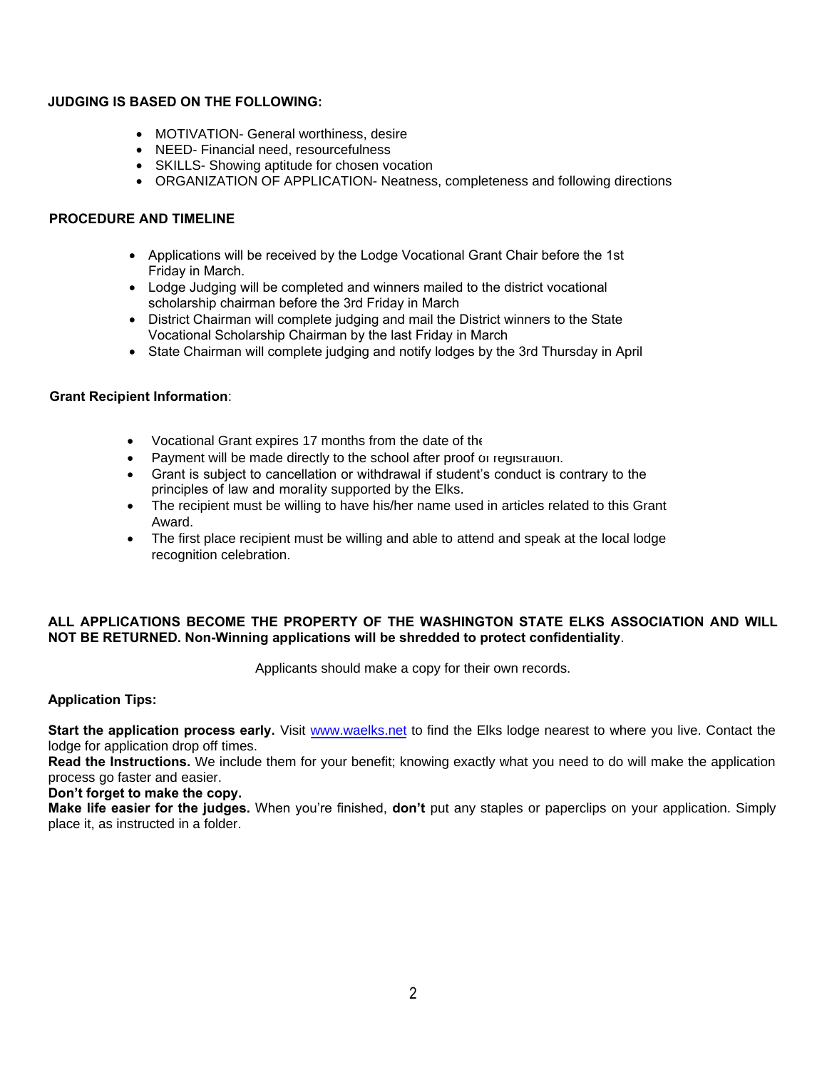**JUDGING IS BASED ON THE FOLLOWING:**

- MOTIVATION- General worthiness, desire
- NEED- Financial need, resourcefulness
- SKILLS- Showing aptitude for chosen vocation
- ORGANIZATION OF APPLICATION- Neatness, completeness and following directions

**PROCEDURE AND TIMELINE**

- Applications will be received by the Lodge Vocational Grant Chair before the 1st Friday in March.
- Lodge Judging will be completed and winners mailed to the district vocational scholarship chairman before the 3rd Friday in March
- District Chairman will complete judging and mail the District winners to the State Vocational Scholarship Chairman by the last Friday in March
- State Chairman will complete judging and notify lodges by the 3rd Thursday in April

**Grant Recipient Information**:

- Vocational Grant expires 17 months from the date of the
- Payment will be made directly to the school after proof of registration.
- Grant is subject to cancellation or withdrawal if student's conduct is contrary to the principles of law and morality supported by the Elks.
- The recipient must be willing to have his/her name used in articles related to this Grant Award.
- The first place recipient must be willing and able to attend and speak at the local lodge recognition celebration.

**ALL APPLICATIONS BECOME THE PROPERTY OF THE WASHINGTON STATE ELKS ASSOCIATION AND WILL NOT BE RETURNED. Non-Winning applications will be shredded to protect confidentiality**.

Applicants should make a copy for their own records.

**Application Tips:**

**Start the application process early.** Visit www.waelks.net to find the Elks lodge nearest to where you live. Contact the lodge for application drop off times.
**Read the Instructions.** We include them for your benefit; knowing exactly what you need to do will make the application process go faster and easier.
**Don't forget to make the copy.**
**Make life easier for the judges.** When you're finished, **don't** put any staples or paperclips on your application. Simply place it, as instructed in a folder.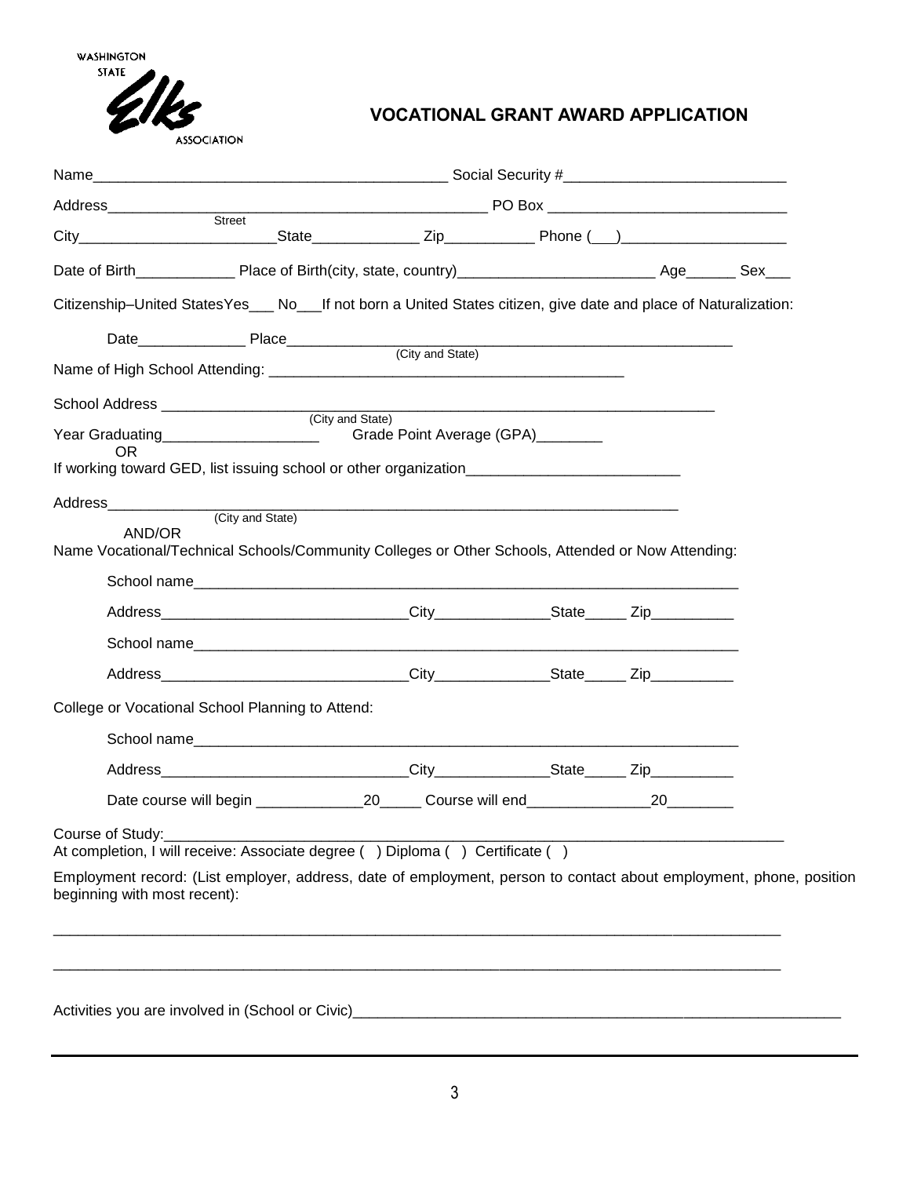WASHINGTON STATE Elks ASSOCIATION

# VOCATIONAL GRANT AWARD APPLICATION

Name__________________________________________ Social Security #__________________________

Address_______________________________________________ PO Box ____________________________
Street

City________________________State_____________ Zip___________ Phone (___)____________________

Date of Birth____________ Place of Birth(city, state, country)________________________ Age______ Sex___

Citizenship–United States Yes___ No___ If not born a United States citizen, give date and place of Naturalization:

Date_____________ Place_______________________________________________________
(City and State)

Name of High School Attending: ___________________________________________

School Address ______________________________________________________________
(City and State)

Year Graduating___________________ Grade Point Average (GPA)________

OR

If working toward GED, list issuing school or other organization__________________________

Address_______________________________________________________________________
(City and State)

AND/OR

Name Vocational/Technical Schools/Community Colleges or Other Schools, Attended or Now Attending:

School name____________________________________________________________________

Address______________________________City______________State_____ Zip__________

School name____________________________________________________________________

Address______________________________City______________State_____ Zip__________

College or Vocational School Planning to Attend:

School name____________________________________________________________________

Address______________________________City______________State_____ Zip__________

Date course will begin _____________20_____ Course will end_______________20________

Course of Study:_________________________________________________________________________

At completion, I will receive: Associate degree ( ) Diploma ( ) Certificate ( )

Employment record: (List employer, address, date of employment, person to contact about employment, phone, position beginning with most recent):

_______________________________________________________________________________________

_______________________________________________________________________________________

Activities you are involved in (School or Civic)____________________________________________________________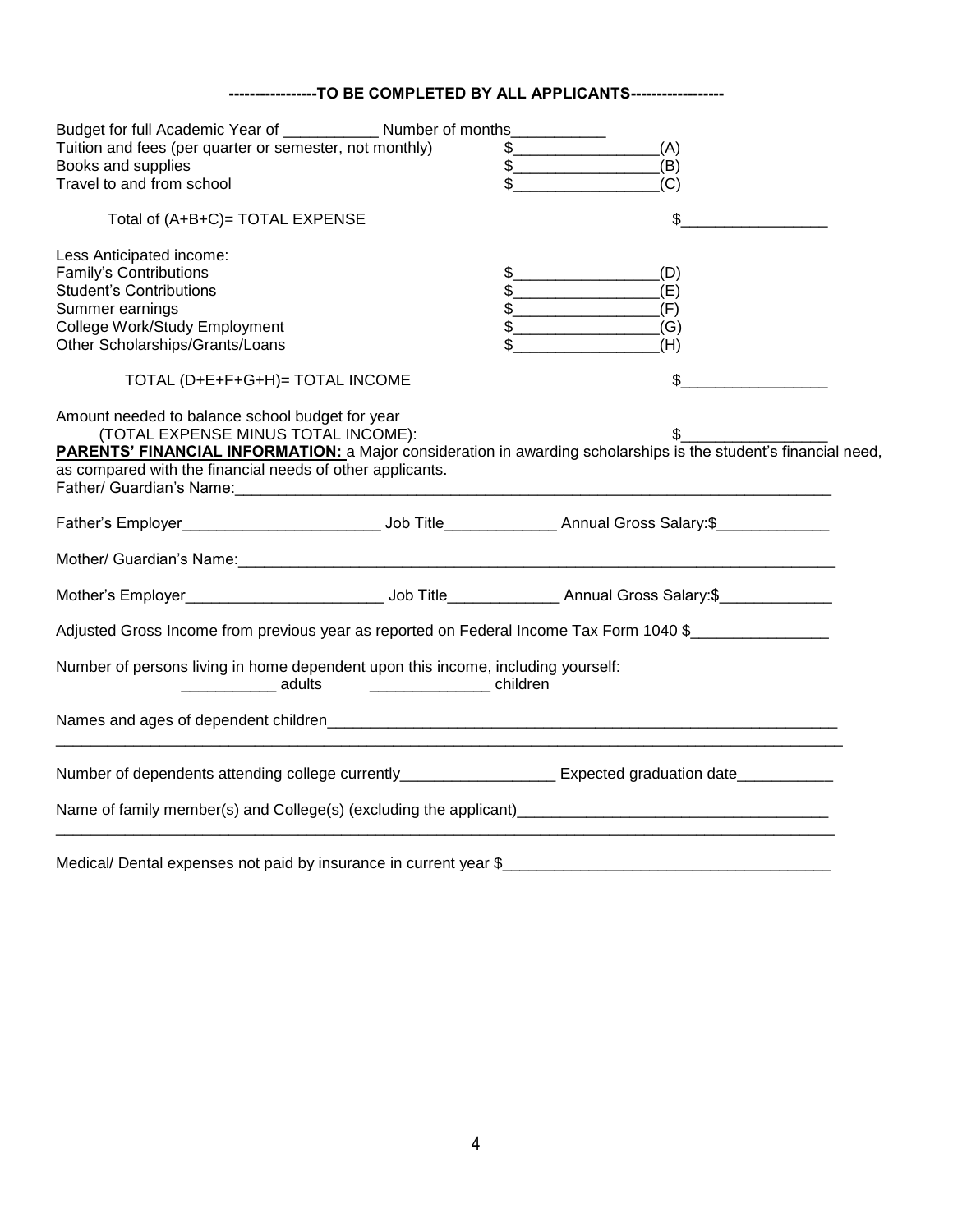**-----------------TO BE COMPLETED BY ALL APPLICANTS------------------**

Budget for full Academic Year of ___________ Number of months___________

Tuition and fees (per quarter or semester, not monthly) $_________________(A)

Books and supplies $_________________(B)

Travel to and from school $_________________(C)

Total of (A+B+C)= TOTAL EXPENSE $_________________

Less Anticipated income:

Family's Contributions $_________________(D)

Student's Contributions $_________________(E)

Summer earnings $_________________(F)

College Work/Study Employment $_________________(G)

Other Scholarships/Grants/Loans $_________________(H)

TOTAL (D+E+F+G+H)= TOTAL INCOME $_________________

Amount needed to balance school budget for year
(TOTAL EXPENSE MINUS TOTAL INCOME): $_________________

**PARENTS' FINANCIAL INFORMATION:** a Major consideration in awarding scholarships is the student's financial need, as compared with the financial needs of other applicants.

Father/ Guardian's Name:_________________________________________________________________________

Father's Employer_______________________ Job Title_____________ Annual Gross Salary:$_____________

Mother/ Guardian's Name:_________________________________________________________________________

Mother's Employer_______________________ Job Title_____________ Annual Gross Salary:$_____________

Adjusted Gross Income from previous year as reported on Federal Income Tax Form 1040 $________________

Number of persons living in home dependent upon this income, including yourself:
___________ adults ______________ children

Names and ages of dependent children_____________________________________________________________
_____________________________________________________________________________________________

Number of dependents attending college currently__________________ Expected graduation date___________

Name of family member(s) and College(s) (excluding the applicant)____________________________________
_____________________________________________________________________________________________

Medical/ Dental expenses not paid by insurance in current year $______________________________________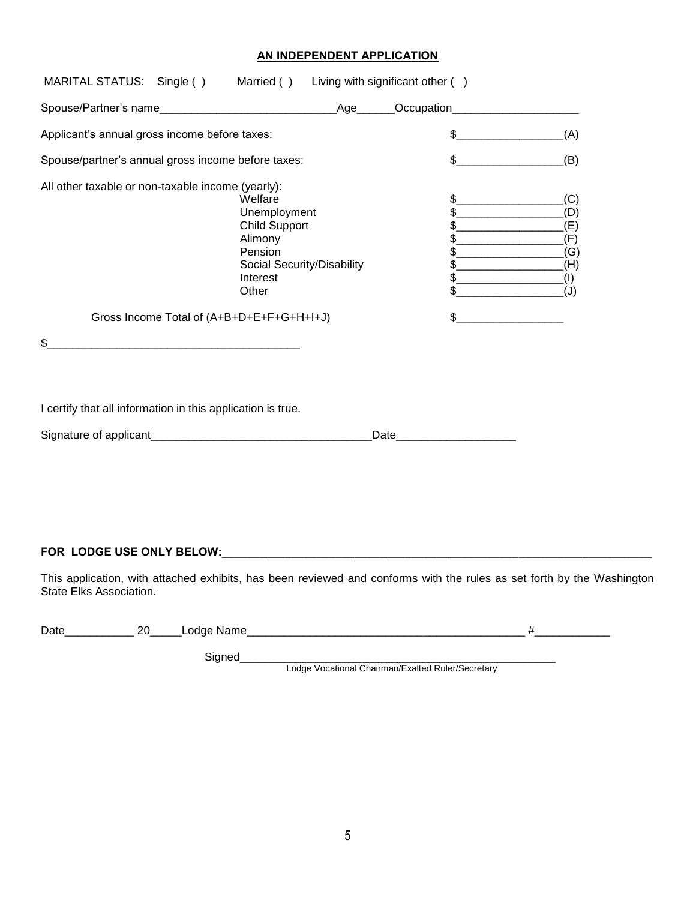**AN INDEPENDENT APPLICATION**

MARITAL STATUS: Single ( ) Married ( ) Living with significant other ( )

Spouse/Partner's name___________________________Age______Occupation___________________

Applicant's annual gross income before taxes: $_________________(A)

Spouse/partner's annual gross income before taxes: $_________________(B)

All other taxable or non-taxable income (yearly):

| | | |
|---|---|---|
| Welfare | $_________________ | (C) |
| Unemployment | $_________________ | (D) |
| Child Support | $_________________ | (E) |
| Alimony | $_________________ | (F) |
| Pension | $_________________ | (G) |
| Social Security/Disability | $_________________ | (H) |
| Interest | $_________________ | (I) |
| Other | $_________________ | (J) |

Gross Income Total of (A+B+D+E+F+G+H+I+J) $_________________

$_______________________________________

I certify that all information in this application is true.

Signature of applicant__________________________________Date__________________

**FOR LODGE USE ONLY BELOW:**

This application, with attached exhibits, has been reviewed and conforms with the rules as set forth by the Washington State Elks Association.

Date___________ 20_____Lodge Name____________________________________________ #___________

Signed__________________________________________________

Lodge Vocational Chairman/Exalted Ruler/Secretary